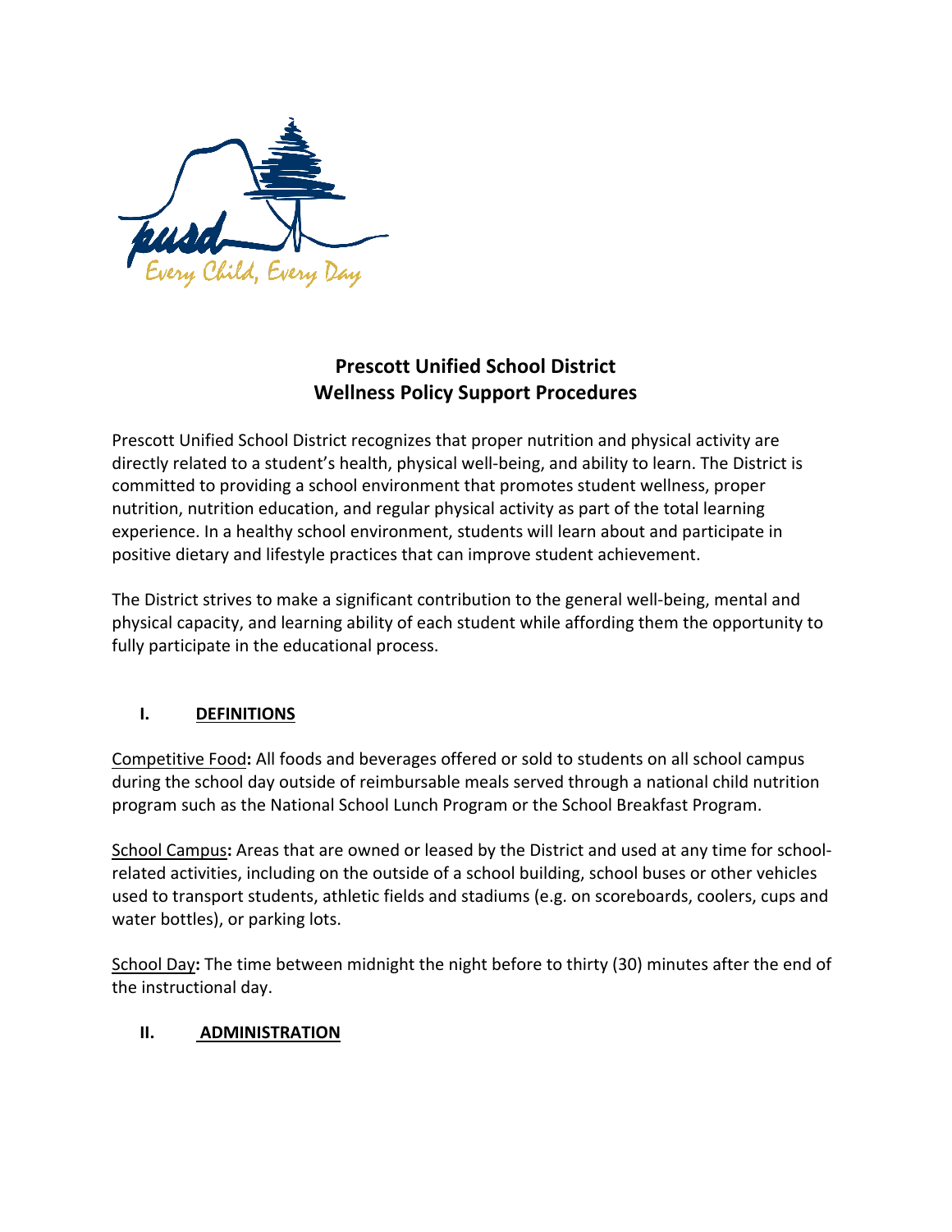# Prescott Unified School District
# Wellness Policy Support Procedures

Prescott Unified School District recognizes that proper nutrition and physical activity are directly related to a student's health, physical well-being, and ability to learn. The District is committed to providing a school environment that promotes student wellness, proper nutrition, nutrition education, and regular physical activity as part of the total learning experience. In a healthy school environment, students will learn about and participate in positive dietary and lifestyle practices that can improve student achievement.

The District strives to make a significant contribution to the general well-being, mental and physical capacity, and learning ability of each student while affording them the opportunity to fully participate in the educational process.

## I. DEFINITIONS

Competitive Food**:** All foods and beverages offered or sold to students on all school campus during the school day outside of reimbursable meals served through a national child nutrition program such as the National School Lunch Program or the School Breakfast Program.

School Campus**:** Areas that are owned or leased by the District and used at any time for school-related activities, including on the outside of a school building, school buses or other vehicles used to transport students, athletic fields and stadiums (e.g. on scoreboards, coolers, cups and water bottles), or parking lots.

School Day**:** The time between midnight the night before to thirty (30) minutes after the end of the instructional day.

## II. ADMINISTRATION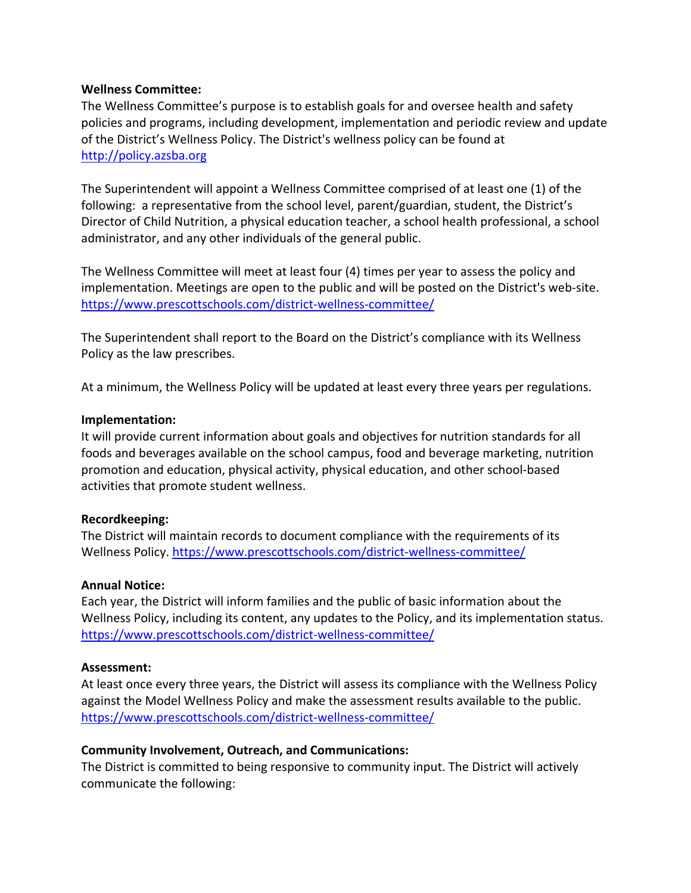**Wellness Committee:**
The Wellness Committee's purpose is to establish goals for and oversee health and safety policies and programs, including development, implementation and periodic review and update of the District's Wellness Policy. The District's wellness policy can be found at http://policy.azsba.org

The Superintendent will appoint a Wellness Committee comprised of at least one (1) of the following: a representative from the school level, parent/guardian, student, the District's Director of Child Nutrition, a physical education teacher, a school health professional, a school administrator, and any other individuals of the general public.

The Wellness Committee will meet at least four (4) times per year to assess the policy and implementation. Meetings are open to the public and will be posted on the District's web-site. https://www.prescottschools.com/district-wellness-committee/

The Superintendent shall report to the Board on the District's compliance with its Wellness Policy as the law prescribes.

At a minimum, the Wellness Policy will be updated at least every three years per regulations.

**Implementation:**
It will provide current information about goals and objectives for nutrition standards for all foods and beverages available on the school campus, food and beverage marketing, nutrition promotion and education, physical activity, physical education, and other school-based activities that promote student wellness.

**Recordkeeping:**
The District will maintain records to document compliance with the requirements of its Wellness Policy. https://www.prescottschools.com/district-wellness-committee/

**Annual Notice:**
Each year, the District will inform families and the public of basic information about the Wellness Policy, including its content, any updates to the Policy, and its implementation status. https://www.prescottschools.com/district-wellness-committee/

**Assessment:**
At least once every three years, the District will assess its compliance with the Wellness Policy against the Model Wellness Policy and make the assessment results available to the public. https://www.prescottschools.com/district-wellness-committee/

**Community Involvement, Outreach, and Communications:**
The District is committed to being responsive to community input. The District will actively communicate the following: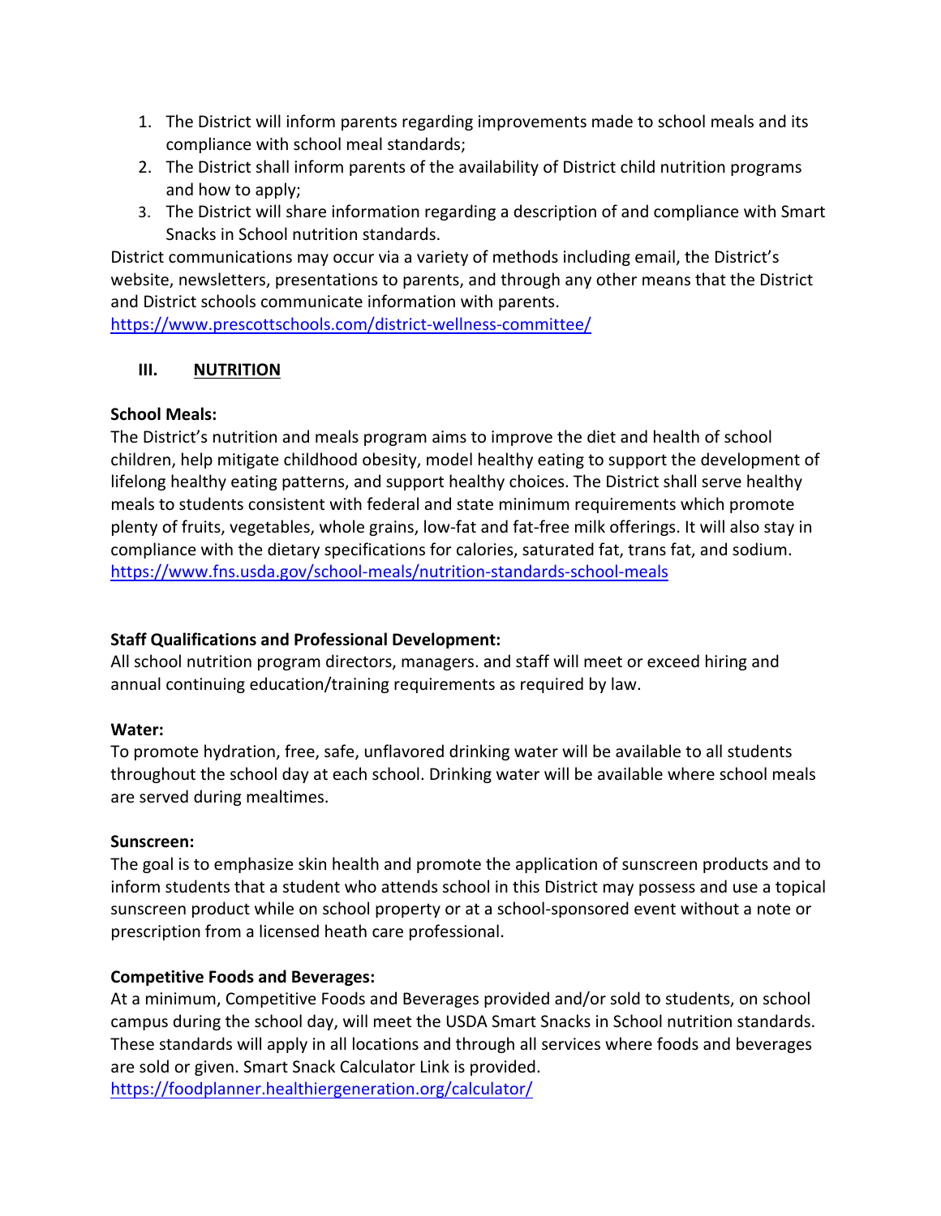1. The District will inform parents regarding improvements made to school meals and its compliance with school meal standards;
2. The District shall inform parents of the availability of District child nutrition programs and how to apply;
3. The District will share information regarding a description of and compliance with Smart Snacks in School nutrition standards.

District communications may occur via a variety of methods including email, the District's website, newsletters, presentations to parents, and through any other means that the District and District schools communicate information with parents.
https://www.prescottschools.com/district-wellness-committee/

## III. NUTRITION

**School Meals:**
The District's nutrition and meals program aims to improve the diet and health of school children, help mitigate childhood obesity, model healthy eating to support the development of lifelong healthy eating patterns, and support healthy choices. The District shall serve healthy meals to students consistent with federal and state minimum requirements which promote plenty of fruits, vegetables, whole grains, low-fat and fat-free milk offerings. It will also stay in compliance with the dietary specifications for calories, saturated fat, trans fat, and sodium.
https://www.fns.usda.gov/school-meals/nutrition-standards-school-meals

**Staff Qualifications and Professional Development:**
All school nutrition program directors, managers. and staff will meet or exceed hiring and annual continuing education/training requirements as required by law.

**Water:**
To promote hydration, free, safe, unflavored drinking water will be available to all students throughout the school day at each school. Drinking water will be available where school meals are served during mealtimes.

**Sunscreen:**
The goal is to emphasize skin health and promote the application of sunscreen products and to inform students that a student who attends school in this District may possess and use a topical sunscreen product while on school property or at a school-sponsored event without a note or prescription from a licensed heath care professional.

**Competitive Foods and Beverages:**
At a minimum, Competitive Foods and Beverages provided and/or sold to students, on school campus during the school day, will meet the USDA Smart Snacks in School nutrition standards. These standards will apply in all locations and through all services where foods and beverages are sold or given. Smart Snack Calculator Link is provided.
https://foodplanner.healthiergeneration.org/calculator/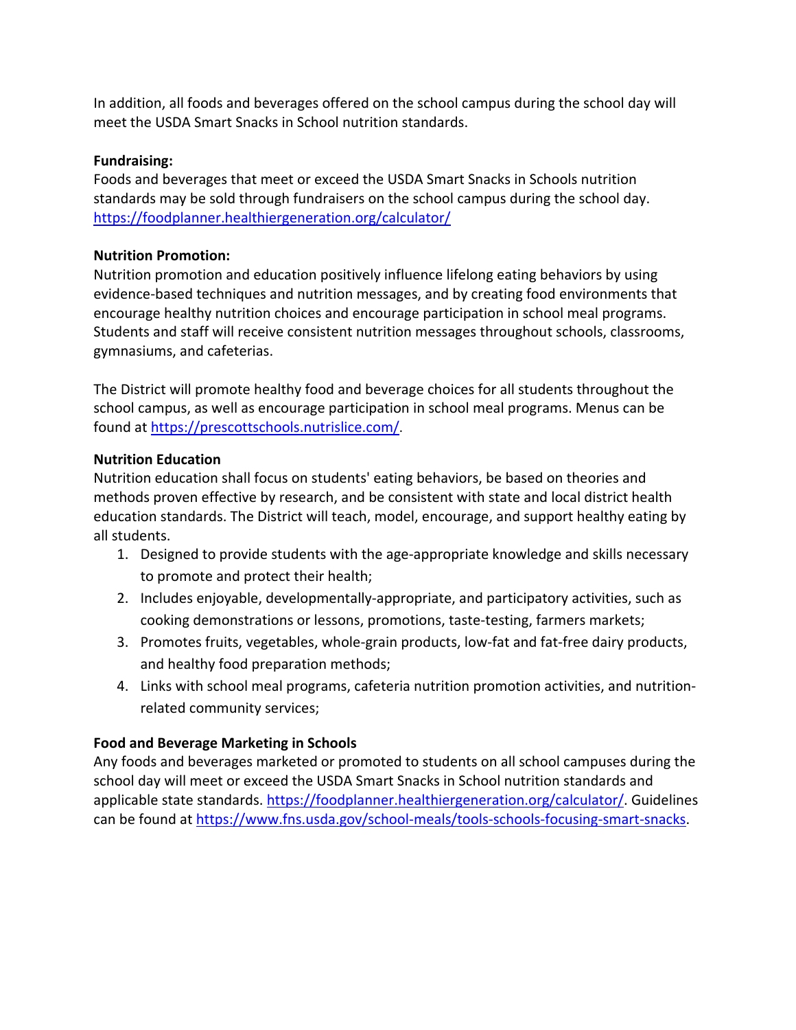In addition, all foods and beverages offered on the school campus during the school day will meet the USDA Smart Snacks in School nutrition standards.

**Fundraising:**
Foods and beverages that meet or exceed the USDA Smart Snacks in Schools nutrition standards may be sold through fundraisers on the school campus during the school day. https://foodplanner.healthiergeneration.org/calculator/

**Nutrition Promotion:**
Nutrition promotion and education positively influence lifelong eating behaviors by using evidence-based techniques and nutrition messages, and by creating food environments that encourage healthy nutrition choices and encourage participation in school meal programs. Students and staff will receive consistent nutrition messages throughout schools, classrooms, gymnasiums, and cafeterias.

The District will promote healthy food and beverage choices for all students throughout the school campus, as well as encourage participation in school meal programs. Menus can be found at https://prescottschools.nutrislice.com/.

**Nutrition Education**
Nutrition education shall focus on students' eating behaviors, be based on theories and methods proven effective by research, and be consistent with state and local district health education standards. The District will teach, model, encourage, and support healthy eating by all students.

1. Designed to provide students with the age-appropriate knowledge and skills necessary to promote and protect their health;
2. Includes enjoyable, developmentally-appropriate, and participatory activities, such as cooking demonstrations or lessons, promotions, taste-testing, farmers markets;
3. Promotes fruits, vegetables, whole-grain products, low-fat and fat-free dairy products, and healthy food preparation methods;
4. Links with school meal programs, cafeteria nutrition promotion activities, and nutrition-related community services;

**Food and Beverage Marketing in Schools**
Any foods and beverages marketed or promoted to students on all school campuses during the school day will meet or exceed the USDA Smart Snacks in School nutrition standards and applicable state standards. https://foodplanner.healthiergeneration.org/calculator/. Guidelines can be found at https://www.fns.usda.gov/school-meals/tools-schools-focusing-smart-snacks.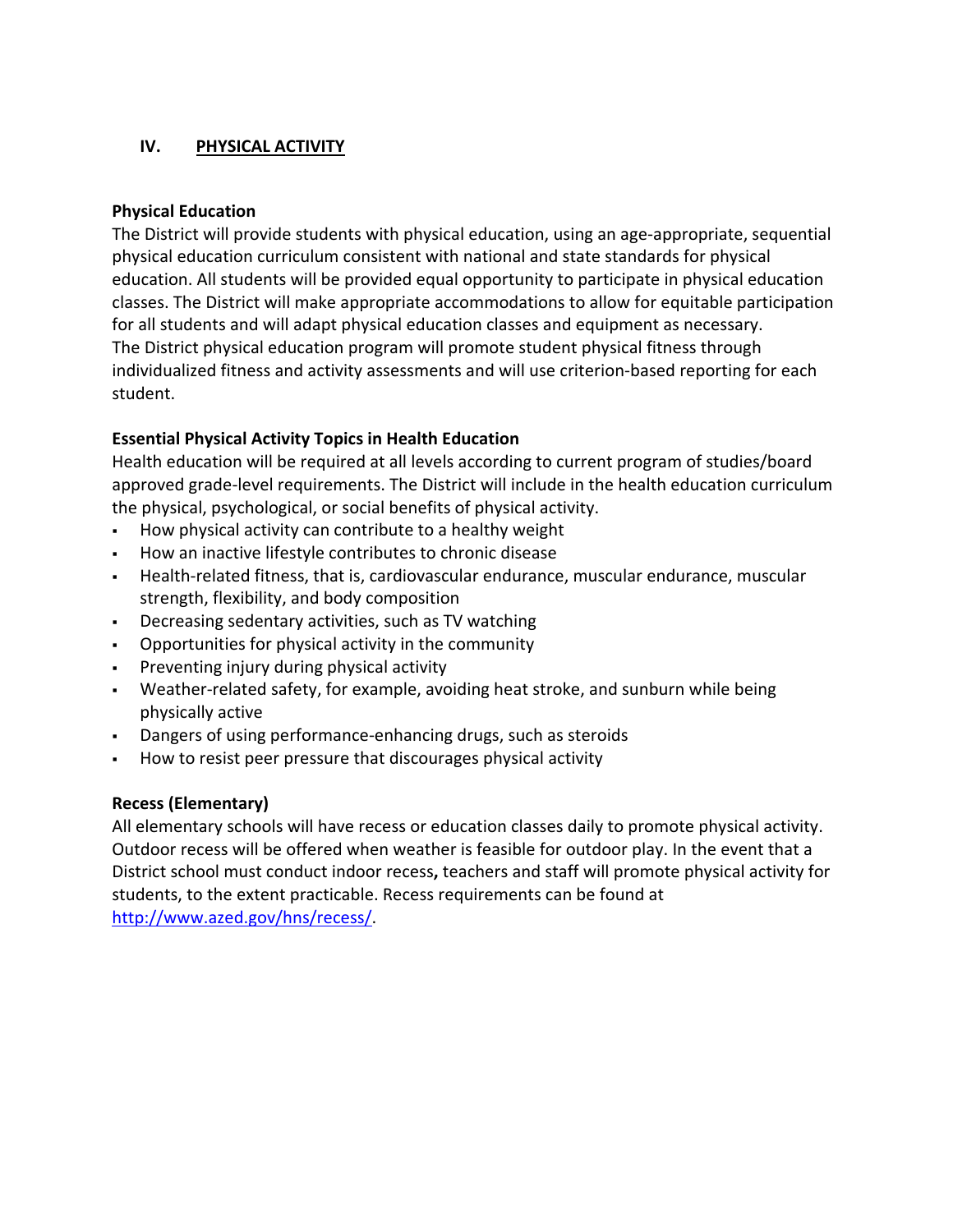## IV. PHYSICAL ACTIVITY

**Physical Education**

The District will provide students with physical education, using an age-appropriate, sequential physical education curriculum consistent with national and state standards for physical education. All students will be provided equal opportunity to participate in physical education classes. The District will make appropriate accommodations to allow for equitable participation for all students and will adapt physical education classes and equipment as necessary. The District physical education program will promote student physical fitness through individualized fitness and activity assessments and will use criterion-based reporting for each student.

**Essential Physical Activity Topics in Health Education**

Health education will be required at all levels according to current program of studies/board approved grade-level requirements. The District will include in the health education curriculum the physical, psychological, or social benefits of physical activity.

- How physical activity can contribute to a healthy weight
- How an inactive lifestyle contributes to chronic disease
- Health-related fitness, that is, cardiovascular endurance, muscular endurance, muscular strength, flexibility, and body composition
- Decreasing sedentary activities, such as TV watching
- Opportunities for physical activity in the community
- Preventing injury during physical activity
- Weather-related safety, for example, avoiding heat stroke, and sunburn while being physically active
- Dangers of using performance-enhancing drugs, such as steroids
- How to resist peer pressure that discourages physical activity

**Recess (Elementary)**

All elementary schools will have recess or education classes daily to promote physical activity. Outdoor recess will be offered when weather is feasible for outdoor play. In the event that a District school must conduct indoor recess**,** teachers and staff will promote physical activity for students, to the extent practicable. Recess requirements can be found at http://www.azed.gov/hns/recess/.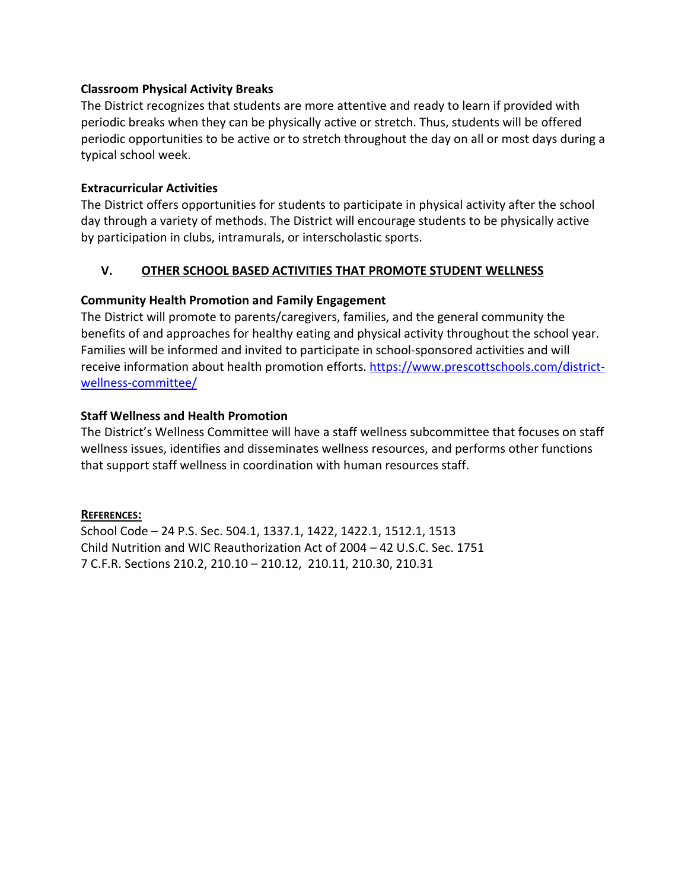**Classroom Physical Activity Breaks**

The District recognizes that students are more attentive and ready to learn if provided with periodic breaks when they can be physically active or stretch. Thus, students will be offered periodic opportunities to be active or to stretch throughout the day on all or most days during a typical school week.

**Extracurricular Activities**

The District offers opportunities for students to participate in physical activity after the school day through a variety of methods. The District will encourage students to be physically active by participation in clubs, intramurals, or interscholastic sports.

## V. OTHER SCHOOL BASED ACTIVITIES THAT PROMOTE STUDENT WELLNESS

**Community Health Promotion and Family Engagement**

The District will promote to parents/caregivers, families, and the general community the benefits of and approaches for healthy eating and physical activity throughout the school year. Families will be informed and invited to participate in school-sponsored activities and will receive information about health promotion efforts. https://www.prescottschools.com/district-wellness-committee/

**Staff Wellness and Health Promotion**

The District's Wellness Committee will have a staff wellness subcommittee that focuses on staff wellness issues, identifies and disseminates wellness resources, and performs other functions that support staff wellness in coordination with human resources staff.

**REFERENCES:**

School Code – 24 P.S. Sec. 504.1, 1337.1, 1422, 1422.1, 1512.1, 1513
Child Nutrition and WIC Reauthorization Act of 2004 – 42 U.S.C. Sec. 1751
7 C.F.R. Sections 210.2, 210.10 – 210.12, 210.11, 210.30, 210.31